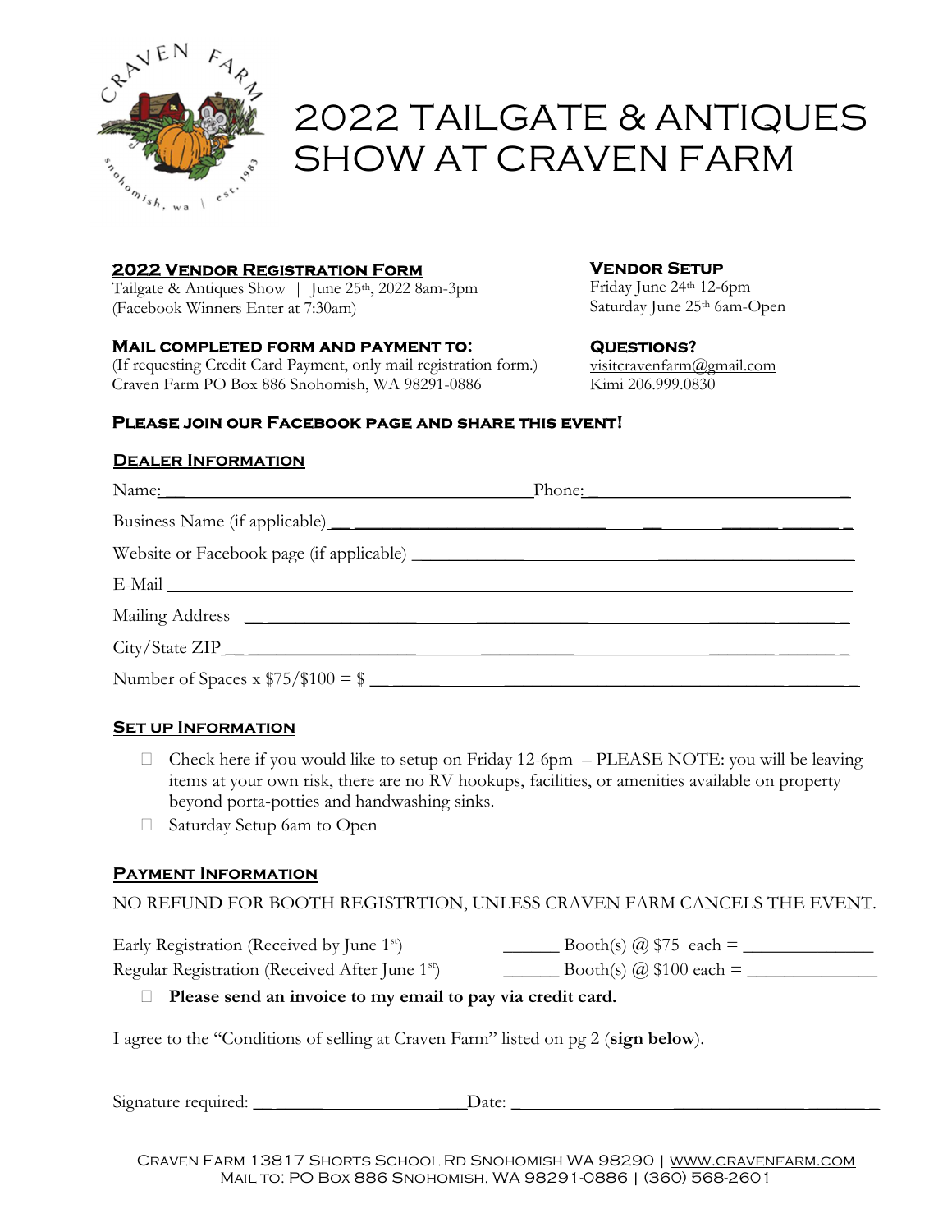# 2022 TAILGATE & ANTIQUES SHOW AT CRAVEN FARM

## 2022 Vendor Registration Form

Tailgate & Antiques Show | June 25th, 2022 8am-3pm
(Facebook Winners Enter at 7:30am)

## Vendor Setup

Friday June 24th 12-6pm
Saturday June 25th 6am-Open

## Mail completed form and payment to:

(If requesting Credit Card Payment, only mail registration form.)
Craven Farm PO Box 886 Snohomish, WA 98291-0886

## Questions?

visitcravenfarm@gmail.com
Kimi 206.999.0830

**Please join our Facebook page and share this event!**

## Dealer Information

Name:______________________________ Phone:______________________

Business Name (if applicable)________________________________________

Website or Facebook page (if applicable) _______________________________

E-Mail ____________________________________________________________

Mailing Address ____________________________________________________

City/State ZIP______________________________________________________

Number of Spaces x $75/$100 = $ ____________________________________

## Set up Information

- ☐ Check here if you would like to setup on Friday 12-6pm – PLEASE NOTE: you will be leaving items at your own risk, there are no RV hookups, facilities, or amenities available on property beyond porta-potties and handwashing sinks.
- ☐ Saturday Setup 6am to Open

## Payment Information

NO REFUND FOR BOOTH REGISTRTION, UNLESS CRAVEN FARM CANCELS THE EVENT.

Early Registration (Received by June 1st) ______ Booth(s) @ $75 each = ____________

Regular Registration (Received After June 1st) ______ Booth(s) @ $100 each = ____________

- ☐ **Please send an invoice to my email to pay via credit card.**

I agree to the "Conditions of selling at Craven Farm" listed on pg 2 (**sign below**).

Signature required: ______________________ Date: ______________________

Craven Farm 13817 Shorts School Rd Snohomish WA 98290 | www.cravenfarm.com
Mail to: PO Box 886 Snohomish, WA 98291-0886 | (360) 568-2601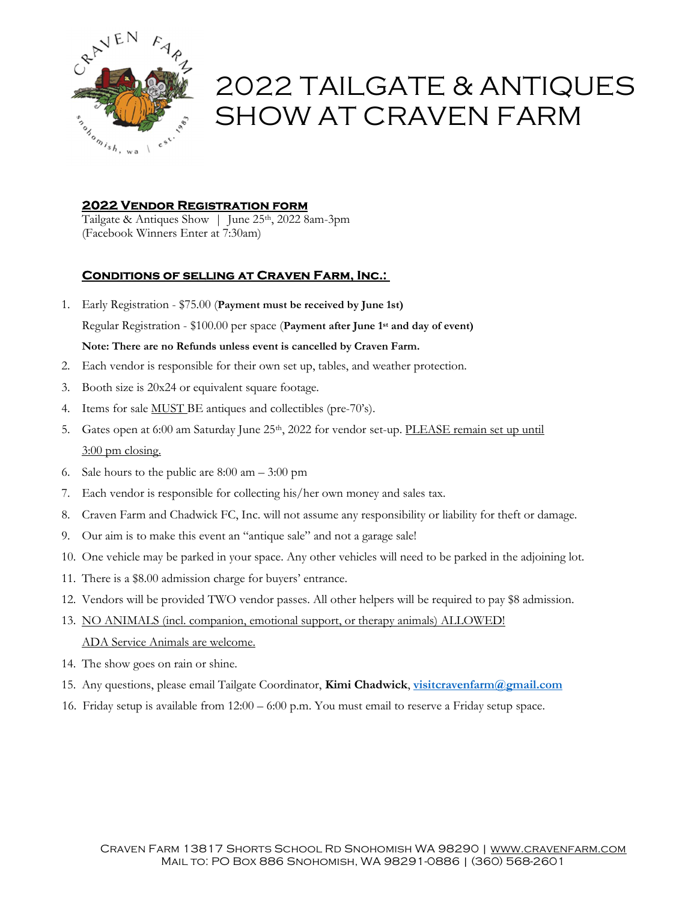# 2022 TAILGATE & ANTIQUES SHOW AT CRAVEN FARM

## 2022 Vendor Registration form

Tailgate & Antiques Show | June 25th, 2022 8am-3pm
(Facebook Winners Enter at 7:30am)

## Conditions of selling at Craven Farm, Inc.:

1. Early Registration - $75.00 (**Payment must be received by June 1st)**

   Regular Registration - $100.00 per space (**Payment after June 1st and day of event)**

   **Note: There are no Refunds unless event is cancelled by Craven Farm.**
2. Each vendor is responsible for their own set up, tables, and weather protection.
3. Booth size is 20x24 or equivalent square footage.
4. Items for sale MUST BE antiques and collectibles (pre-70's).
5. Gates open at 6:00 am Saturday June 25th, 2022 for vendor set-up. PLEASE remain set up until 3:00 pm closing.
6. Sale hours to the public are 8:00 am – 3:00 pm
7. Each vendor is responsible for collecting his/her own money and sales tax.
8. Craven Farm and Chadwick FC, Inc. will not assume any responsibility or liability for theft or damage.
9. Our aim is to make this event an "antique sale" and not a garage sale!
10. One vehicle may be parked in your space. Any other vehicles will need to be parked in the adjoining lot.
11. There is a $8.00 admission charge for buyers' entrance.
12. Vendors will be provided TWO vendor passes. All other helpers will be required to pay $8 admission.
13. NO ANIMALS (incl. companion, emotional support, or therapy animals) ALLOWED!

    ADA Service Animals are welcome.
14. The show goes on rain or shine.
15. Any questions, please email Tailgate Coordinator, **Kimi Chadwick**, **visitcravenfarm@gmail.com**
16. Friday setup is available from 12:00 – 6:00 p.m. You must email to reserve a Friday setup space.

Craven Farm 13817 Shorts School Rd Snohomish WA 98290 | www.cravenfarm.com
Mail to: PO Box 886 Snohomish, WA 98291-0886 | (360) 568-2601